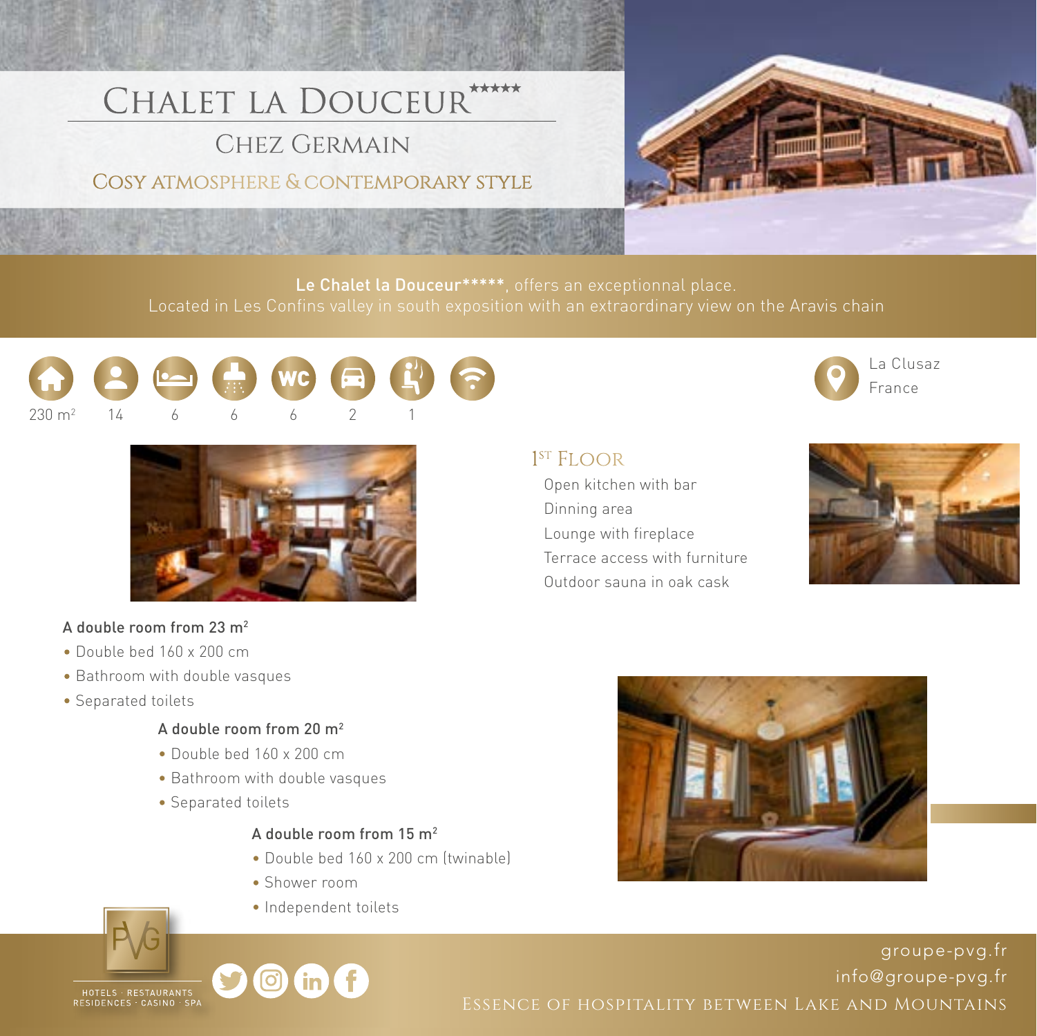# Chalet la Douceur*****

## Chez Germain

### Cosy atmosphere & contemporary style

**Le Chalet la Douceur*****, offers an exceptionnal place.
Located in Les Confins valley in south exposition with an extraordinary view on the Aravis chain

230 m$^2$ · 14 · 6 · 6 · 6 · 2 · 1

La Clusaz
France

## 1$^{ST}$ Floor

Open kitchen with bar
Dinning area
Lounge with fireplace
Terrace access with furniture
Outdoor sauna in oak cask

**A double room from 23 m$^2$**

- Double bed 160 x 200 cm
- Bathroom with double vasques
- Separated toilets

**A double room from 20 m$^2$**

- Double bed 160 x 200 cm
- Bathroom with double vasques
- Separated toilets

**A double room from 15 m$^2$**

- Double bed 160 x 200 cm (twinable)
- Shower room
- Independent toilets

HOTELS · RESTAURANTS
RESIDENCES · CASINO · SPA

groupe-pvg.fr
info@groupe-pvg.fr
Essence of hospitality between Lake and Mountains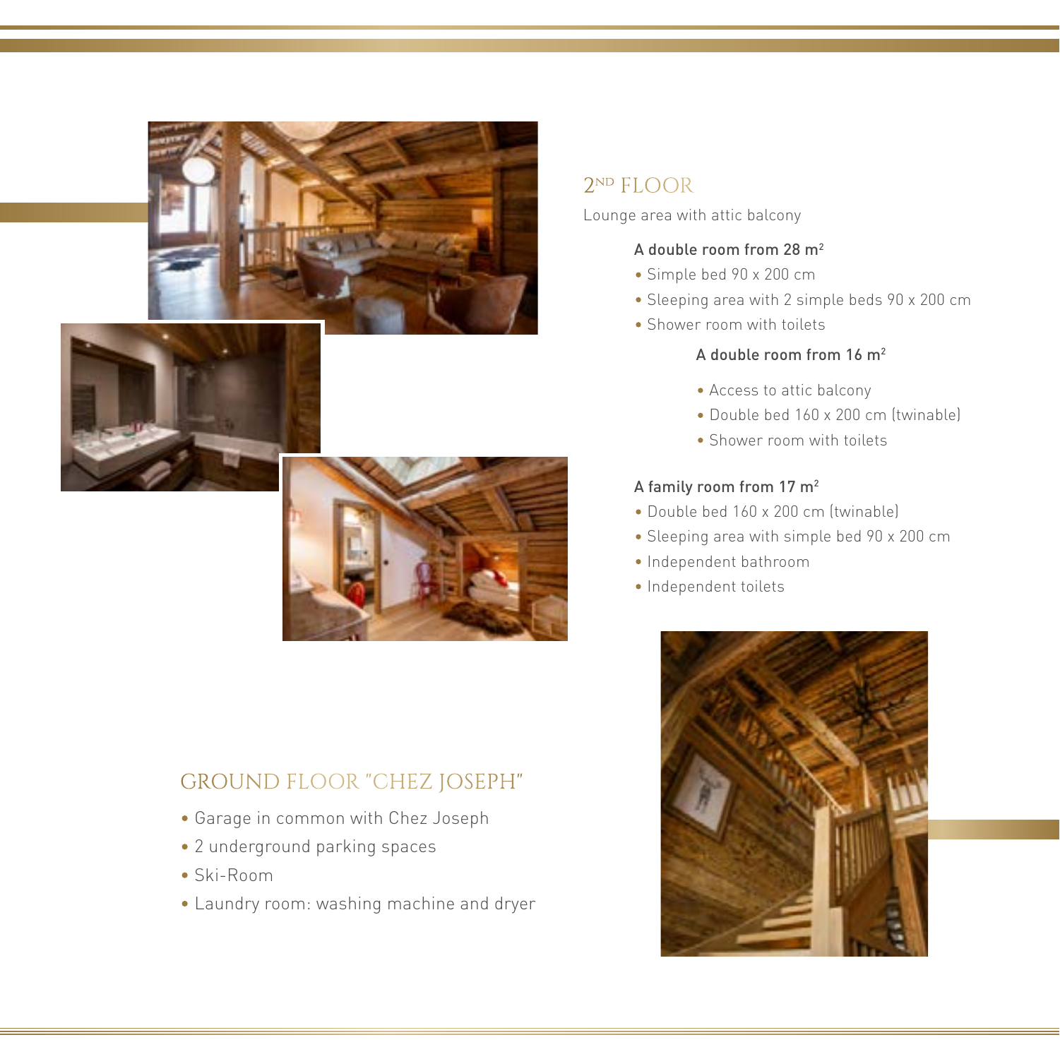## 2ND FLOOR

Lounge area with attic balcony

**A double room from 28 m²**

- Simple bed 90 x 200 cm
- Sleeping area with 2 simple beds 90 x 200 cm
- Shower room with toilets

**A double room from 16 m²**

- Access to attic balcony
- Double bed 160 x 200 cm (twinable)
- Shower room with toilets

**A family room from 17 m²**

- Double bed 160 x 200 cm (twinable)
- Sleeping area with simple bed 90 x 200 cm
- Independent bathroom
- Independent toilets

## GROUND FLOOR "CHEZ JOSEPH"

- Garage in common with Chez Joseph
- 2 underground parking spaces
- Ski-Room
- Laundry room: washing machine and dryer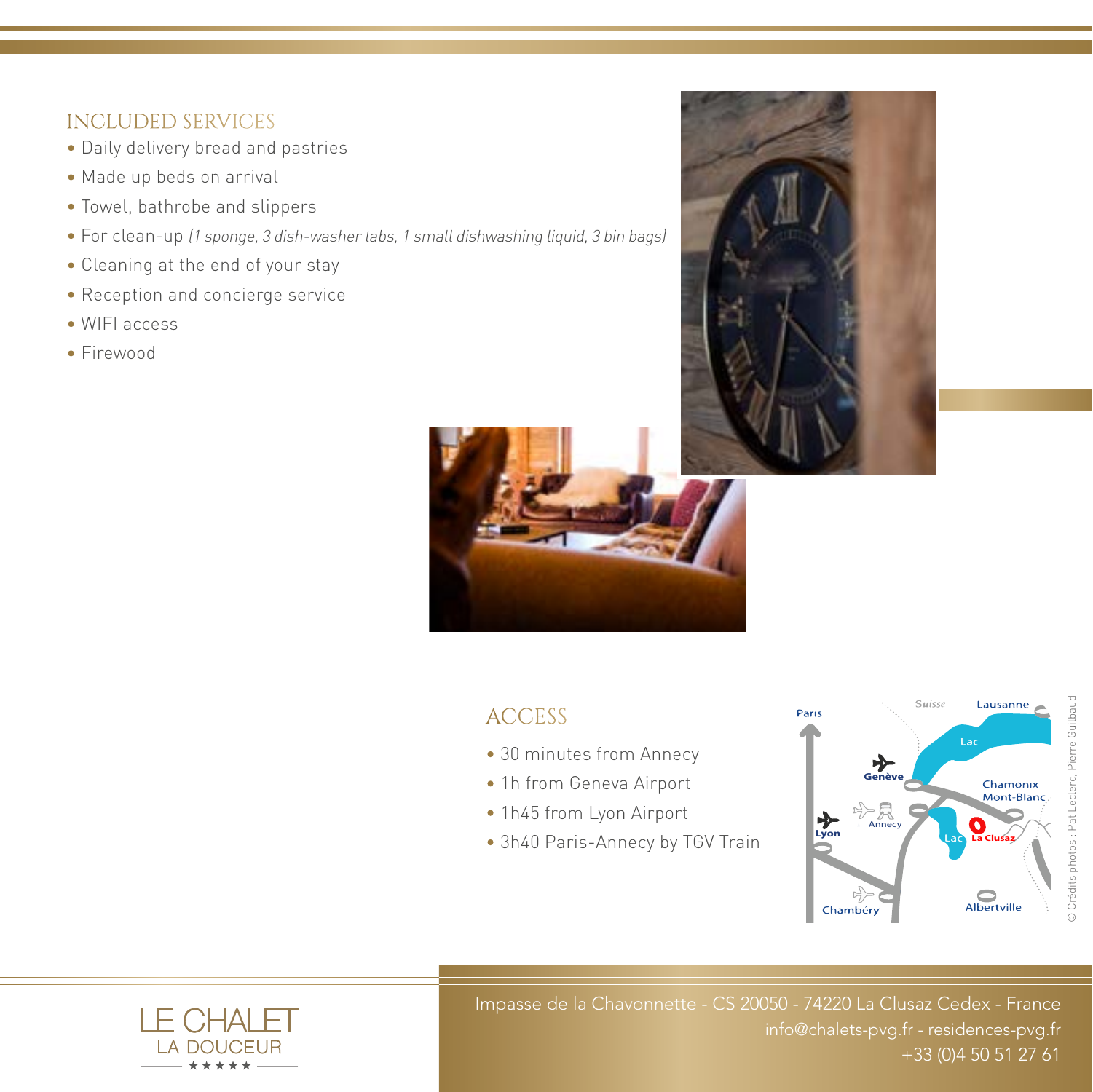## INCLUDED SERVICES

- Daily delivery bread and pastries
- Made up beds on arrival
- Towel, bathrobe and slippers
- For clean-up *(1 sponge, 3 dish-washer tabs, 1 small dishwashing liquid, 3 bin bags)*
- Cleaning at the end of your stay
- Reception and concierge service
- WIFI access
- Firewood

## ACCESS

- 30 minutes from Annecy
- 1h from Geneva Airport
- 1h45 from Lyon Airport
- 3h40 Paris-Annecy by TGV Train

© Crédits photos : Pat Leclerc, Pierre Guilbaud

LE CHALET
LA DOUCEUR
★★★★★

Impasse de la Chavonnette - CS 20050 - 74220 La Clusaz Cedex - France
info@chalets-pvg.fr - residences-pvg.fr
+33 (0)4 50 51 27 61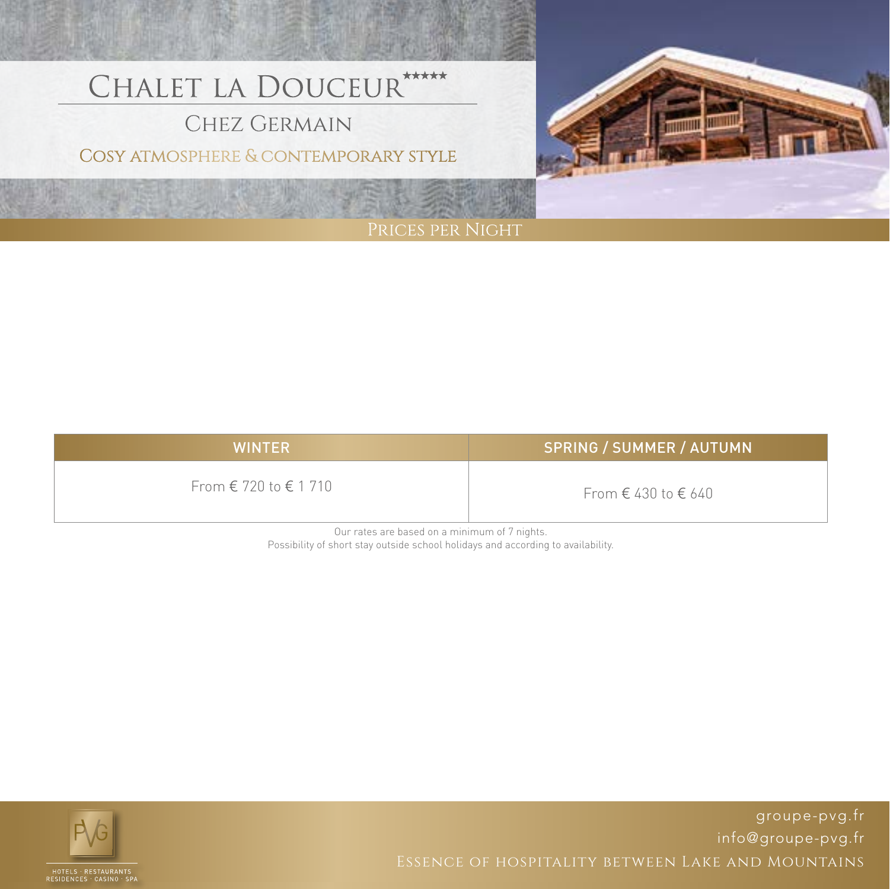# Chalet la Douceur*****

## Chez Germain

### Cosy atmosphere & contemporary style

## Prices per Night

| WINTER | SPRING / SUMMER / AUTUMN |
|---|---|
| From € 720 to € 1 710 | From € 430 to € 640 |

Our rates are based on a minimum of 7 nights.
Possibility of short stay outside school holidays and according to availability.

PVG
HOTELS · RESTAURANTS
RESIDENCES · CASINO · SPA

groupe-pvg.fr
info@groupe-pvg.fr
Essence of hospitality between Lake and Mountains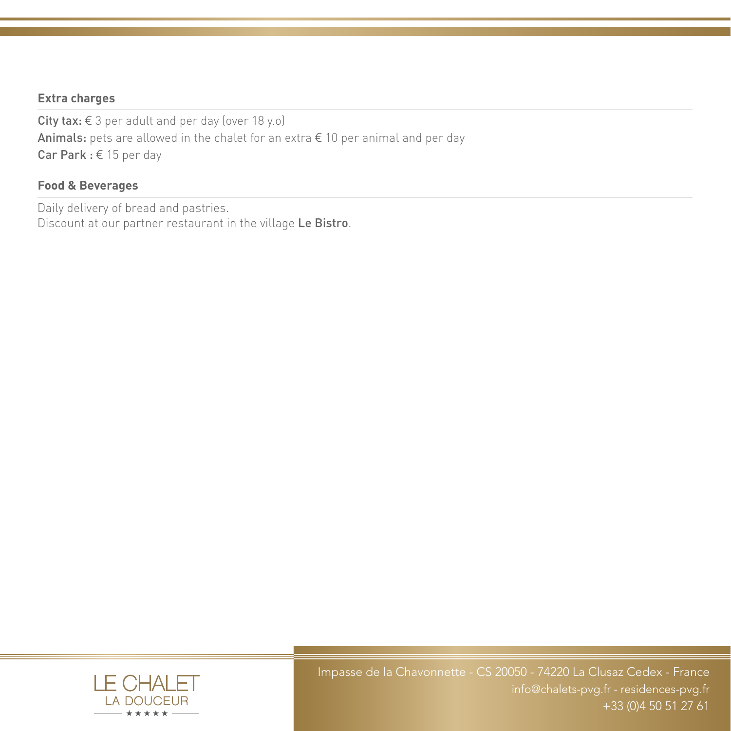## Extra charges

**City tax:** € 3 per adult and per day (over 18 y.o)
**Animals:** pets are allowed in the chalet for an extra € 10 per animal and per day
**Car Park :** € 15 per day

## Food & Beverages

Daily delivery of bread and pastries.
Discount at our partner restaurant in the village **Le Bistro**.

LE CHALET
LA DOUCEUR
★★★★★

Impasse de la Chavonnette - CS 20050 - 74220 La Clusaz Cedex - France
info@chalets-pvg.fr - residences-pvg.fr
+33 (0)4 50 51 27 61